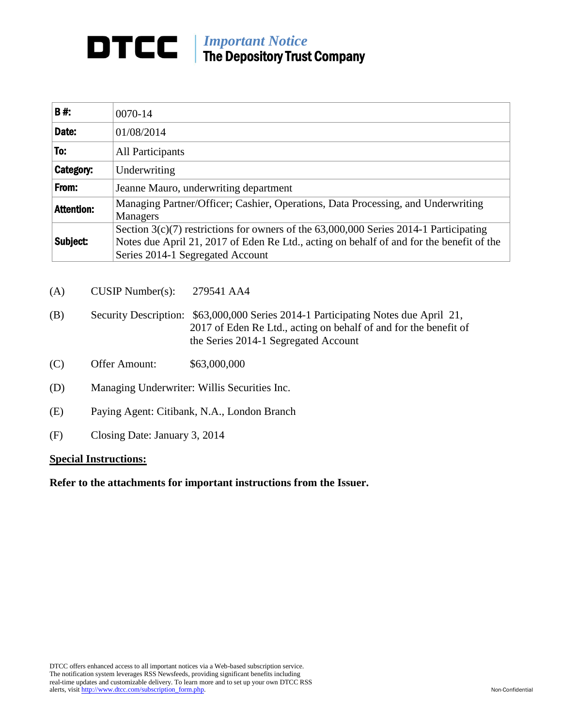# DTCC | *Important Notice* The Depository Trust Company

| **B #:** | 0070-14 |
|---|---|
| **Date:** | 01/08/2014 |
| **To:** | All Participants |
| **Category:** | Underwriting |
| **From:** | Jeanne Mauro, underwriting department |
| **Attention:** | Managing Partner/Officer; Cashier, Operations, Data Processing, and Underwriting Managers |
| **Subject:** | Section 3(c)(7) restrictions for owners of the 63,000,000 Series 2014-1 Participating Notes due April 21, 2017 of Eden Re Ltd., acting on behalf of and for the benefit of the Series 2014-1 Segregated Account |

(A) CUSIP Number(s): 279541 AA4

(B) Security Description: $63,000,000 Series 2014-1 Participating Notes due April 21, 2017 of Eden Re Ltd., acting on behalf of and for the benefit of the Series 2014-1 Segregated Account

(C) Offer Amount: $63,000,000

(D) Managing Underwriter: Willis Securities Inc.

(E) Paying Agent: Citibank, N.A., London Branch

(F) Closing Date: January 3, 2014

**Special Instructions:**

**Refer to the attachments for important instructions from the Issuer.**

DTCC offers enhanced access to all important notices via a Web-based subscription service. The notification system leverages RSS Newsfeeds, providing significant benefits including real-time updates and customizable delivery. To learn more and to set up your own DTCC RSS alerts, visit http://www.dtcc.com/subscription_form.php.

Non-Confidential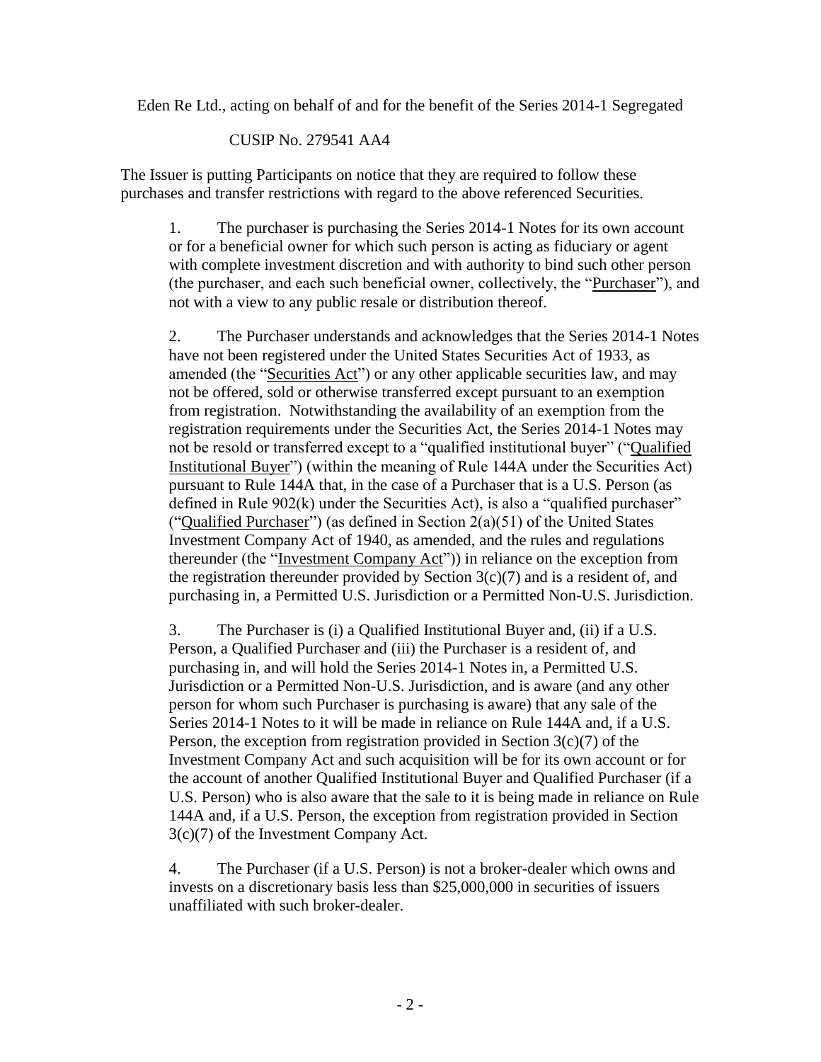Eden Re Ltd., acting on behalf of and for the benefit of the Series 2014-1 Segregated

CUSIP No. 279541 AA4

The Issuer is putting Participants on notice that they are required to follow these purchases and transfer restrictions with regard to the above referenced Securities.

1. The purchaser is purchasing the Series 2014-1 Notes for its own account or for a beneficial owner for which such person is acting as fiduciary or agent with complete investment discretion and with authority to bind such other person (the purchaser, and each such beneficial owner, collectively, the "Purchaser"), and not with a view to any public resale or distribution thereof.

2. The Purchaser understands and acknowledges that the Series 2014-1 Notes have not been registered under the United States Securities Act of 1933, as amended (the "Securities Act") or any other applicable securities law, and may not be offered, sold or otherwise transferred except pursuant to an exemption from registration. Notwithstanding the availability of an exemption from the registration requirements under the Securities Act, the Series 2014-1 Notes may not be resold or transferred except to a "qualified institutional buyer" ("Qualified Institutional Buyer") (within the meaning of Rule 144A under the Securities Act) pursuant to Rule 144A that, in the case of a Purchaser that is a U.S. Person (as defined in Rule 902(k) under the Securities Act), is also a "qualified purchaser" ("Qualified Purchaser") (as defined in Section 2(a)(51) of the United States Investment Company Act of 1940, as amended, and the rules and regulations thereunder (the "Investment Company Act")) in reliance on the exception from the registration thereunder provided by Section 3(c)(7) and is a resident of, and purchasing in, a Permitted U.S. Jurisdiction or a Permitted Non-U.S. Jurisdiction.

3. The Purchaser is (i) a Qualified Institutional Buyer and, (ii) if a U.S. Person, a Qualified Purchaser and (iii) the Purchaser is a resident of, and purchasing in, and will hold the Series 2014-1 Notes in, a Permitted U.S. Jurisdiction or a Permitted Non-U.S. Jurisdiction, and is aware (and any other person for whom such Purchaser is purchasing is aware) that any sale of the Series 2014-1 Notes to it will be made in reliance on Rule 144A and, if a U.S. Person, the exception from registration provided in Section 3(c)(7) of the Investment Company Act and such acquisition will be for its own account or for the account of another Qualified Institutional Buyer and Qualified Purchaser (if a U.S. Person) who is also aware that the sale to it is being made in reliance on Rule 144A and, if a U.S. Person, the exception from registration provided in Section 3(c)(7) of the Investment Company Act.

4. The Purchaser (if a U.S. Person) is not a broker-dealer which owns and invests on a discretionary basis less than $25,000,000 in securities of issuers unaffiliated with such broker-dealer.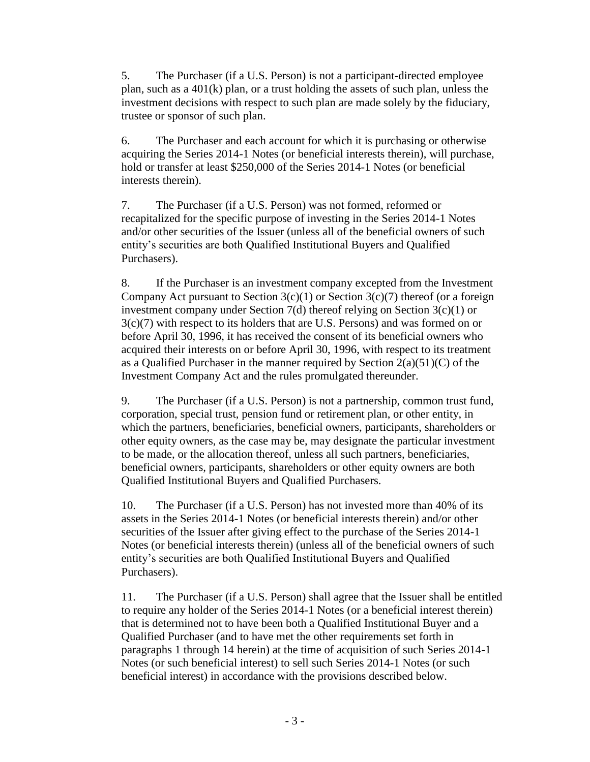5. The Purchaser (if a U.S. Person) is not a participant-directed employee plan, such as a 401(k) plan, or a trust holding the assets of such plan, unless the investment decisions with respect to such plan are made solely by the fiduciary, trustee or sponsor of such plan.

6. The Purchaser and each account for which it is purchasing or otherwise acquiring the Series 2014-1 Notes (or beneficial interests therein), will purchase, hold or transfer at least $250,000 of the Series 2014-1 Notes (or beneficial interests therein).

7. The Purchaser (if a U.S. Person) was not formed, reformed or recapitalized for the specific purpose of investing in the Series 2014-1 Notes and/or other securities of the Issuer (unless all of the beneficial owners of such entity's securities are both Qualified Institutional Buyers and Qualified Purchasers).

8. If the Purchaser is an investment company excepted from the Investment Company Act pursuant to Section 3(c)(1) or Section 3(c)(7) thereof (or a foreign investment company under Section 7(d) thereof relying on Section 3(c)(1) or 3(c)(7) with respect to its holders that are U.S. Persons) and was formed on or before April 30, 1996, it has received the consent of its beneficial owners who acquired their interests on or before April 30, 1996, with respect to its treatment as a Qualified Purchaser in the manner required by Section 2(a)(51)(C) of the Investment Company Act and the rules promulgated thereunder.

9. The Purchaser (if a U.S. Person) is not a partnership, common trust fund, corporation, special trust, pension fund or retirement plan, or other entity, in which the partners, beneficiaries, beneficial owners, participants, shareholders or other equity owners, as the case may be, may designate the particular investment to be made, or the allocation thereof, unless all such partners, beneficiaries, beneficial owners, participants, shareholders or other equity owners are both Qualified Institutional Buyers and Qualified Purchasers.

10. The Purchaser (if a U.S. Person) has not invested more than 40% of its assets in the Series 2014-1 Notes (or beneficial interests therein) and/or other securities of the Issuer after giving effect to the purchase of the Series 2014-1 Notes (or beneficial interests therein) (unless all of the beneficial owners of such entity's securities are both Qualified Institutional Buyers and Qualified Purchasers).

11. The Purchaser (if a U.S. Person) shall agree that the Issuer shall be entitled to require any holder of the Series 2014-1 Notes (or a beneficial interest therein) that is determined not to have been both a Qualified Institutional Buyer and a Qualified Purchaser (and to have met the other requirements set forth in paragraphs 1 through 14 herein) at the time of acquisition of such Series 2014-1 Notes (or such beneficial interest) to sell such Series 2014-1 Notes (or such beneficial interest) in accordance with the provisions described below.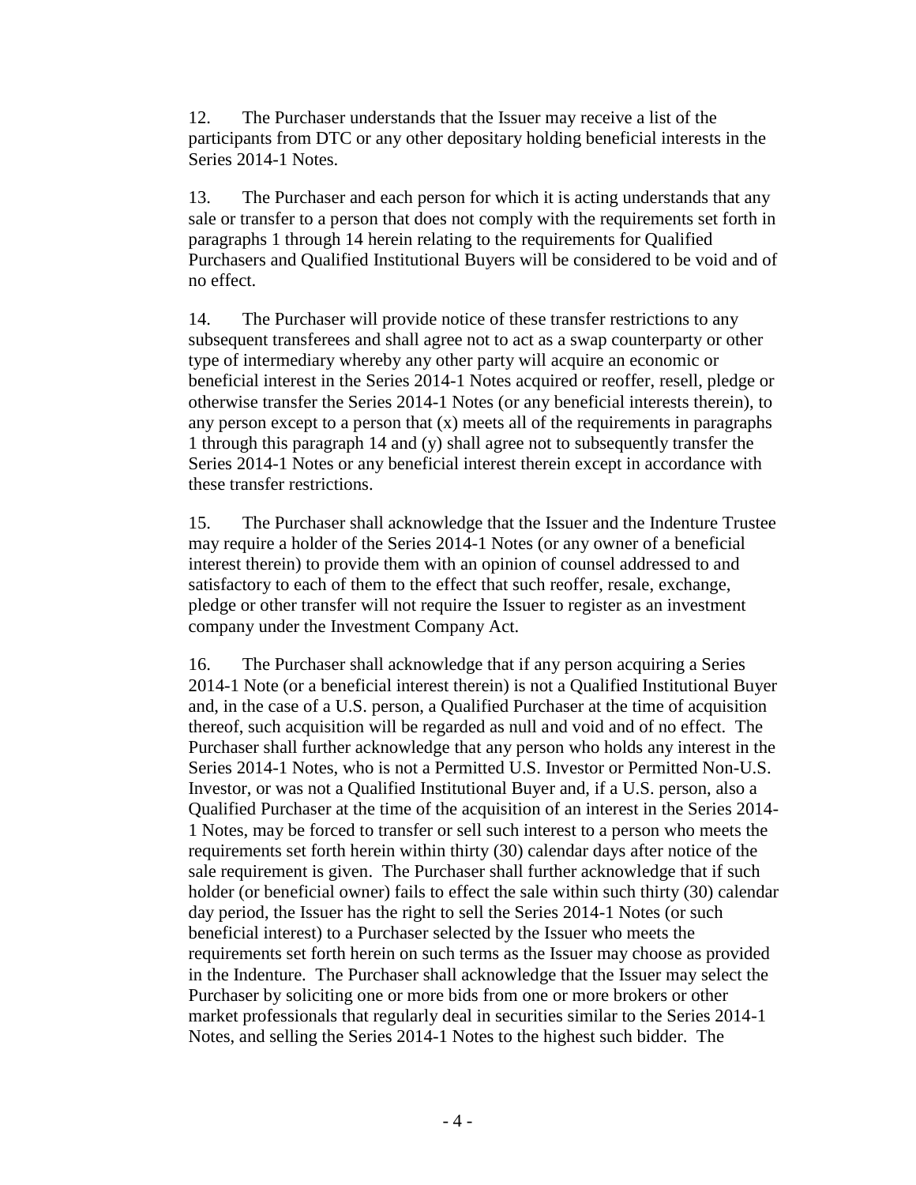12. The Purchaser understands that the Issuer may receive a list of the participants from DTC or any other depositary holding beneficial interests in the Series 2014-1 Notes.

13. The Purchaser and each person for which it is acting understands that any sale or transfer to a person that does not comply with the requirements set forth in paragraphs 1 through 14 herein relating to the requirements for Qualified Purchasers and Qualified Institutional Buyers will be considered to be void and of no effect.

14. The Purchaser will provide notice of these transfer restrictions to any subsequent transferees and shall agree not to act as a swap counterparty or other type of intermediary whereby any other party will acquire an economic or beneficial interest in the Series 2014-1 Notes acquired or reoffer, resell, pledge or otherwise transfer the Series 2014-1 Notes (or any beneficial interests therein), to any person except to a person that (x) meets all of the requirements in paragraphs 1 through this paragraph 14 and (y) shall agree not to subsequently transfer the Series 2014-1 Notes or any beneficial interest therein except in accordance with these transfer restrictions.

15. The Purchaser shall acknowledge that the Issuer and the Indenture Trustee may require a holder of the Series 2014-1 Notes (or any owner of a beneficial interest therein) to provide them with an opinion of counsel addressed to and satisfactory to each of them to the effect that such reoffer, resale, exchange, pledge or other transfer will not require the Issuer to register as an investment company under the Investment Company Act.

16. The Purchaser shall acknowledge that if any person acquiring a Series 2014-1 Note (or a beneficial interest therein) is not a Qualified Institutional Buyer and, in the case of a U.S. person, a Qualified Purchaser at the time of acquisition thereof, such acquisition will be regarded as null and void and of no effect. The Purchaser shall further acknowledge that any person who holds any interest in the Series 2014-1 Notes, who is not a Permitted U.S. Investor or Permitted Non-U.S. Investor, or was not a Qualified Institutional Buyer and, if a U.S. person, also a Qualified Purchaser at the time of the acquisition of an interest in the Series 2014-1 Notes, may be forced to transfer or sell such interest to a person who meets the requirements set forth herein within thirty (30) calendar days after notice of the sale requirement is given. The Purchaser shall further acknowledge that if such holder (or beneficial owner) fails to effect the sale within such thirty (30) calendar day period, the Issuer has the right to sell the Series 2014-1 Notes (or such beneficial interest) to a Purchaser selected by the Issuer who meets the requirements set forth herein on such terms as the Issuer may choose as provided in the Indenture. The Purchaser shall acknowledge that the Issuer may select the Purchaser by soliciting one or more bids from one or more brokers or other market professionals that regularly deal in securities similar to the Series 2014-1 Notes, and selling the Series 2014-1 Notes to the highest such bidder. The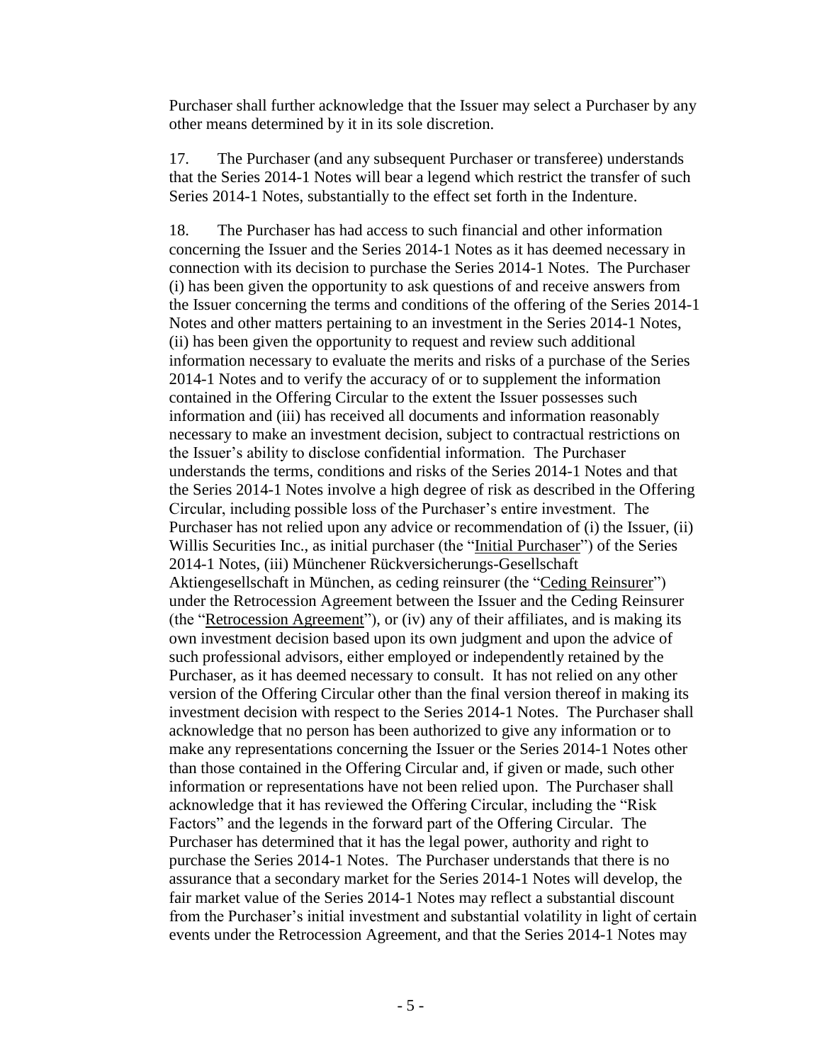Purchaser shall further acknowledge that the Issuer may select a Purchaser by any other means determined by it in its sole discretion.

17. The Purchaser (and any subsequent Purchaser or transferee) understands that the Series 2014-1 Notes will bear a legend which restrict the transfer of such Series 2014-1 Notes, substantially to the effect set forth in the Indenture.

18. The Purchaser has had access to such financial and other information concerning the Issuer and the Series 2014-1 Notes as it has deemed necessary in connection with its decision to purchase the Series 2014-1 Notes. The Purchaser (i) has been given the opportunity to ask questions of and receive answers from the Issuer concerning the terms and conditions of the offering of the Series 2014-1 Notes and other matters pertaining to an investment in the Series 2014-1 Notes, (ii) has been given the opportunity to request and review such additional information necessary to evaluate the merits and risks of a purchase of the Series 2014-1 Notes and to verify the accuracy of or to supplement the information contained in the Offering Circular to the extent the Issuer possesses such information and (iii) has received all documents and information reasonably necessary to make an investment decision, subject to contractual restrictions on the Issuer's ability to disclose confidential information. The Purchaser understands the terms, conditions and risks of the Series 2014-1 Notes and that the Series 2014-1 Notes involve a high degree of risk as described in the Offering Circular, including possible loss of the Purchaser's entire investment. The Purchaser has not relied upon any advice or recommendation of (i) the Issuer, (ii) Willis Securities Inc., as initial purchaser (the "Initial Purchaser") of the Series 2014-1 Notes, (iii) Münchener Rückversicherungs-Gesellschaft Aktiengesellschaft in München, as ceding reinsurer (the "Ceding Reinsurer") under the Retrocession Agreement between the Issuer and the Ceding Reinsurer (the "Retrocession Agreement"), or (iv) any of their affiliates, and is making its own investment decision based upon its own judgment and upon the advice of such professional advisors, either employed or independently retained by the Purchaser, as it has deemed necessary to consult. It has not relied on any other version of the Offering Circular other than the final version thereof in making its investment decision with respect to the Series 2014-1 Notes. The Purchaser shall acknowledge that no person has been authorized to give any information or to make any representations concerning the Issuer or the Series 2014-1 Notes other than those contained in the Offering Circular and, if given or made, such other information or representations have not been relied upon. The Purchaser shall acknowledge that it has reviewed the Offering Circular, including the "Risk Factors" and the legends in the forward part of the Offering Circular. The Purchaser has determined that it has the legal power, authority and right to purchase the Series 2014-1 Notes. The Purchaser understands that there is no assurance that a secondary market for the Series 2014-1 Notes will develop, the fair market value of the Series 2014-1 Notes may reflect a substantial discount from the Purchaser's initial investment and substantial volatility in light of certain events under the Retrocession Agreement, and that the Series 2014-1 Notes may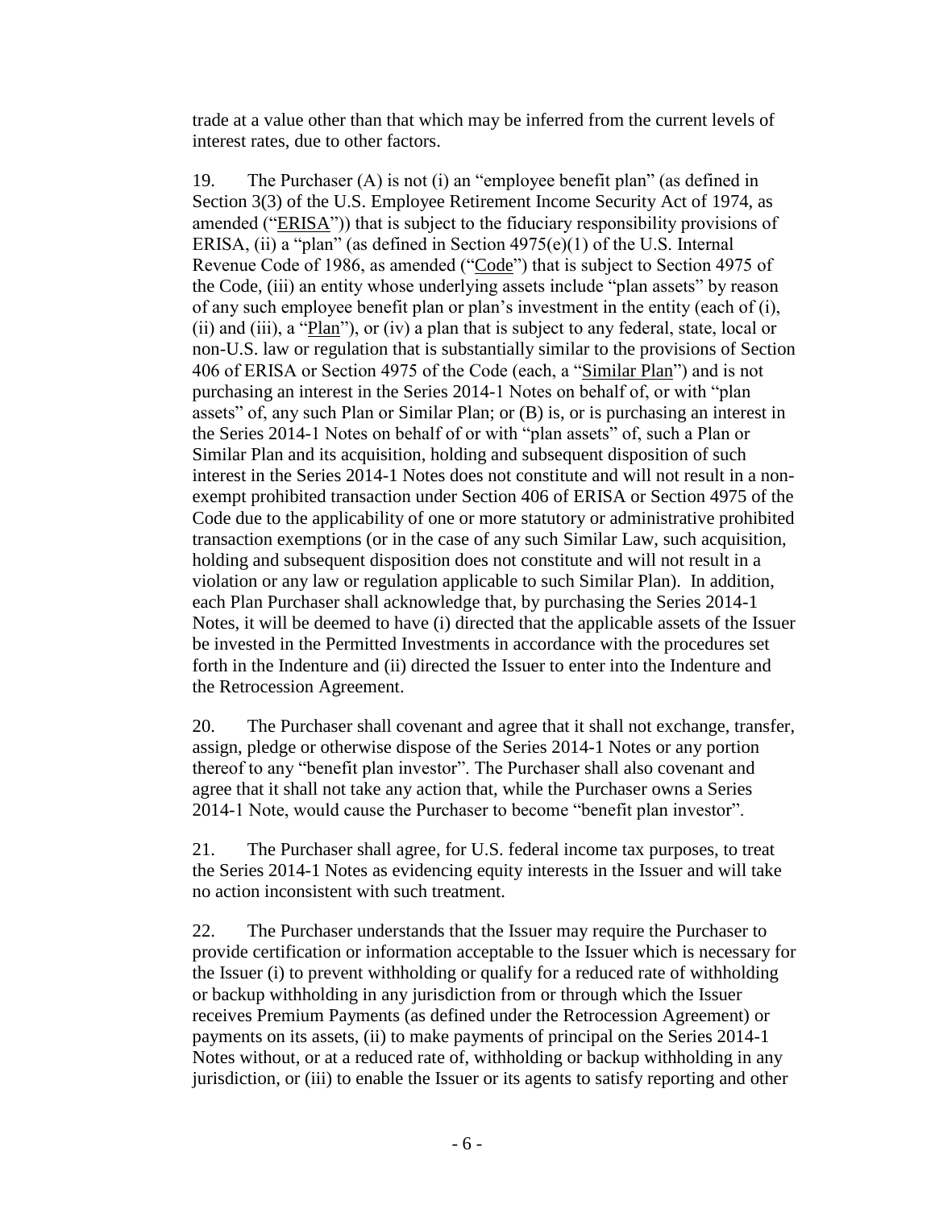trade at a value other than that which may be inferred from the current levels of interest rates, due to other factors.

19. The Purchaser (A) is not (i) an "employee benefit plan" (as defined in Section 3(3) of the U.S. Employee Retirement Income Security Act of 1974, as amended ("<u>ERISA</u>")) that is subject to the fiduciary responsibility provisions of ERISA, (ii) a "plan" (as defined in Section 4975(e)(1) of the U.S. Internal Revenue Code of 1986, as amended ("<u>Code</u>") that is subject to Section 4975 of the Code, (iii) an entity whose underlying assets include "plan assets" by reason of any such employee benefit plan or plan's investment in the entity (each of (i), (ii) and (iii), a "<u>Plan</u>"), or (iv) a plan that is subject to any federal, state, local or non-U.S. law or regulation that is substantially similar to the provisions of Section 406 of ERISA or Section 4975 of the Code (each, a "<u>Similar Plan</u>") and is not purchasing an interest in the Series 2014-1 Notes on behalf of, or with "plan assets" of, any such Plan or Similar Plan; or (B) is, or is purchasing an interest in the Series 2014-1 Notes on behalf of or with "plan assets" of, such a Plan or Similar Plan and its acquisition, holding and subsequent disposition of such interest in the Series 2014-1 Notes does not constitute and will not result in a non-exempt prohibited transaction under Section 406 of ERISA or Section 4975 of the Code due to the applicability of one or more statutory or administrative prohibited transaction exemptions (or in the case of any such Similar Law, such acquisition, holding and subsequent disposition does not constitute and will not result in a violation or any law or regulation applicable to such Similar Plan). In addition, each Plan Purchaser shall acknowledge that, by purchasing the Series 2014-1 Notes, it will be deemed to have (i) directed that the applicable assets of the Issuer be invested in the Permitted Investments in accordance with the procedures set forth in the Indenture and (ii) directed the Issuer to enter into the Indenture and the Retrocession Agreement.

20. The Purchaser shall covenant and agree that it shall not exchange, transfer, assign, pledge or otherwise dispose of the Series 2014-1 Notes or any portion thereof to any "benefit plan investor". The Purchaser shall also covenant and agree that it shall not take any action that, while the Purchaser owns a Series 2014-1 Note, would cause the Purchaser to become "benefit plan investor".

21. The Purchaser shall agree, for U.S. federal income tax purposes, to treat the Series 2014-1 Notes as evidencing equity interests in the Issuer and will take no action inconsistent with such treatment.

22. The Purchaser understands that the Issuer may require the Purchaser to provide certification or information acceptable to the Issuer which is necessary for the Issuer (i) to prevent withholding or qualify for a reduced rate of withholding or backup withholding in any jurisdiction from or through which the Issuer receives Premium Payments (as defined under the Retrocession Agreement) or payments on its assets, (ii) to make payments of principal on the Series 2014-1 Notes without, or at a reduced rate of, withholding or backup withholding in any jurisdiction, or (iii) to enable the Issuer or its agents to satisfy reporting and other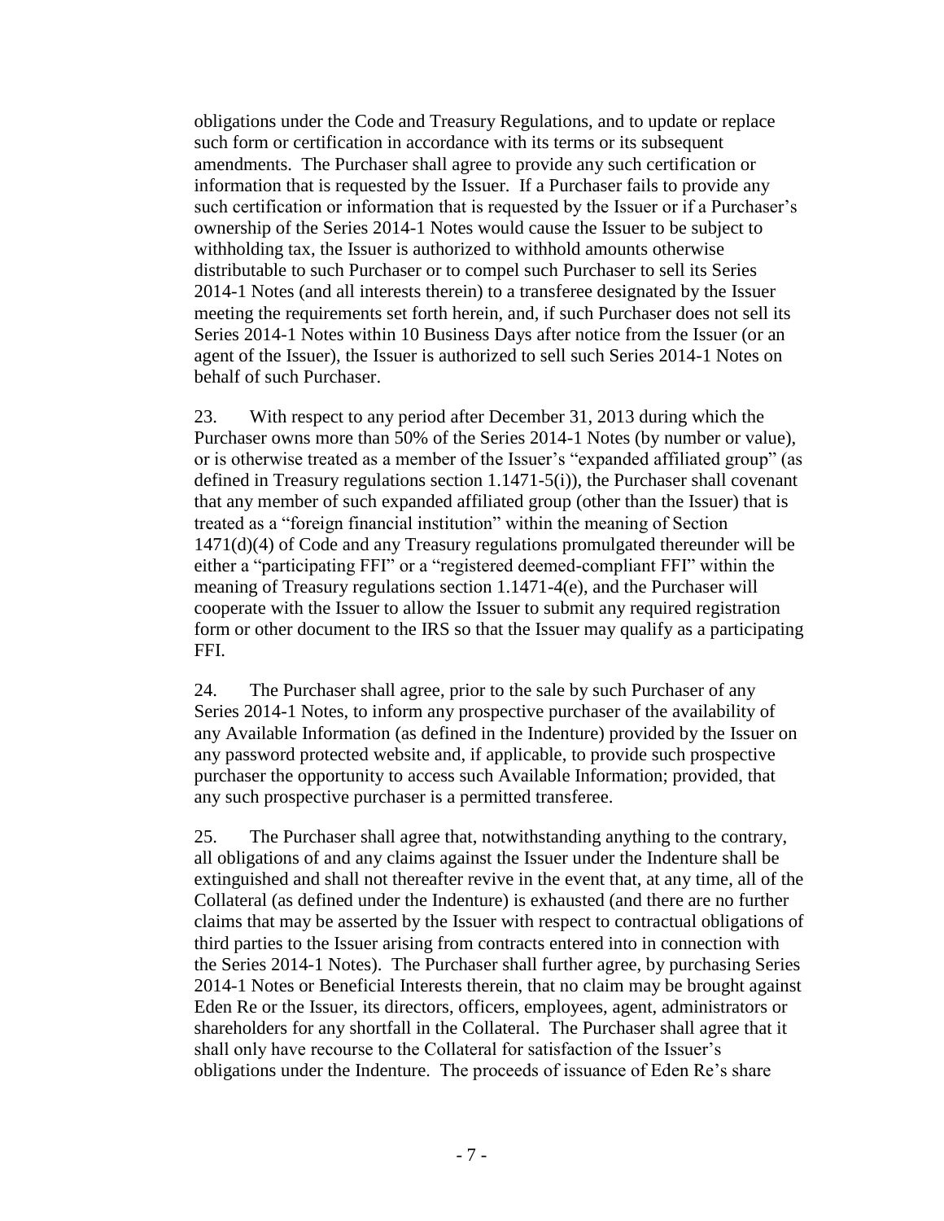obligations under the Code and Treasury Regulations, and to update or replace such form or certification in accordance with its terms or its subsequent amendments. The Purchaser shall agree to provide any such certification or information that is requested by the Issuer. If a Purchaser fails to provide any such certification or information that is requested by the Issuer or if a Purchaser's ownership of the Series 2014-1 Notes would cause the Issuer to be subject to withholding tax, the Issuer is authorized to withhold amounts otherwise distributable to such Purchaser or to compel such Purchaser to sell its Series 2014-1 Notes (and all interests therein) to a transferee designated by the Issuer meeting the requirements set forth herein, and, if such Purchaser does not sell its Series 2014-1 Notes within 10 Business Days after notice from the Issuer (or an agent of the Issuer), the Issuer is authorized to sell such Series 2014-1 Notes on behalf of such Purchaser.

23. With respect to any period after December 31, 2013 during which the Purchaser owns more than 50% of the Series 2014-1 Notes (by number or value), or is otherwise treated as a member of the Issuer's "expanded affiliated group" (as defined in Treasury regulations section 1.1471-5(i)), the Purchaser shall covenant that any member of such expanded affiliated group (other than the Issuer) that is treated as a "foreign financial institution" within the meaning of Section 1471(d)(4) of Code and any Treasury regulations promulgated thereunder will be either a "participating FFI" or a "registered deemed-compliant FFI" within the meaning of Treasury regulations section 1.1471-4(e), and the Purchaser will cooperate with the Issuer to allow the Issuer to submit any required registration form or other document to the IRS so that the Issuer may qualify as a participating FFI.

24. The Purchaser shall agree, prior to the sale by such Purchaser of any Series 2014-1 Notes, to inform any prospective purchaser of the availability of any Available Information (as defined in the Indenture) provided by the Issuer on any password protected website and, if applicable, to provide such prospective purchaser the opportunity to access such Available Information; provided, that any such prospective purchaser is a permitted transferee.

25. The Purchaser shall agree that, notwithstanding anything to the contrary, all obligations of and any claims against the Issuer under the Indenture shall be extinguished and shall not thereafter revive in the event that, at any time, all of the Collateral (as defined under the Indenture) is exhausted (and there are no further claims that may be asserted by the Issuer with respect to contractual obligations of third parties to the Issuer arising from contracts entered into in connection with the Series 2014-1 Notes). The Purchaser shall further agree, by purchasing Series 2014-1 Notes or Beneficial Interests therein, that no claim may be brought against Eden Re or the Issuer, its directors, officers, employees, agent, administrators or shareholders for any shortfall in the Collateral. The Purchaser shall agree that it shall only have recourse to the Collateral for satisfaction of the Issuer's obligations under the Indenture. The proceeds of issuance of Eden Re's share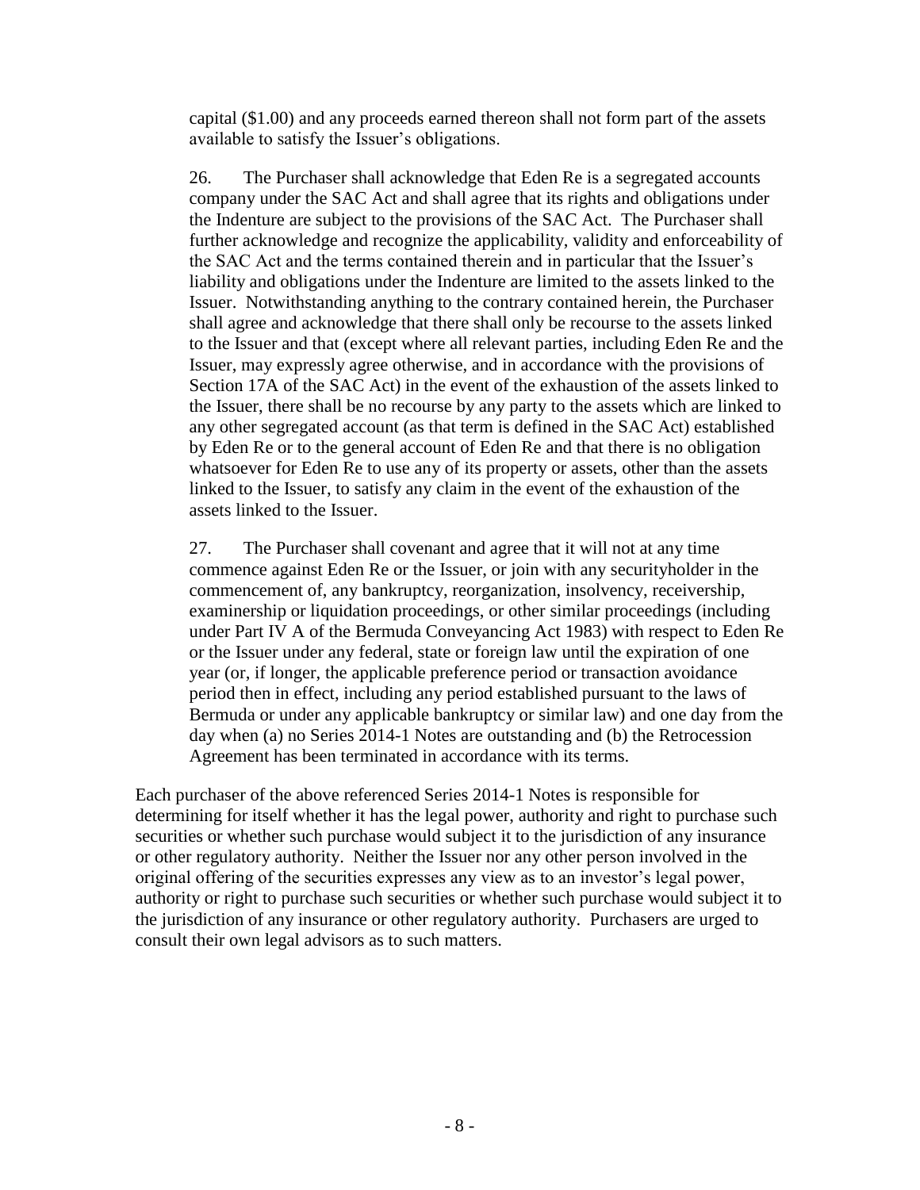capital ($1.00) and any proceeds earned thereon shall not form part of the assets available to satisfy the Issuer's obligations.

26. The Purchaser shall acknowledge that Eden Re is a segregated accounts company under the SAC Act and shall agree that its rights and obligations under the Indenture are subject to the provisions of the SAC Act. The Purchaser shall further acknowledge and recognize the applicability, validity and enforceability of the SAC Act and the terms contained therein and in particular that the Issuer's liability and obligations under the Indenture are limited to the assets linked to the Issuer. Notwithstanding anything to the contrary contained herein, the Purchaser shall agree and acknowledge that there shall only be recourse to the assets linked to the Issuer and that (except where all relevant parties, including Eden Re and the Issuer, may expressly agree otherwise, and in accordance with the provisions of Section 17A of the SAC Act) in the event of the exhaustion of the assets linked to the Issuer, there shall be no recourse by any party to the assets which are linked to any other segregated account (as that term is defined in the SAC Act) established by Eden Re or to the general account of Eden Re and that there is no obligation whatsoever for Eden Re to use any of its property or assets, other than the assets linked to the Issuer, to satisfy any claim in the event of the exhaustion of the assets linked to the Issuer.

27. The Purchaser shall covenant and agree that it will not at any time commence against Eden Re or the Issuer, or join with any securityholder in the commencement of, any bankruptcy, reorganization, insolvency, receivership, examinership or liquidation proceedings, or other similar proceedings (including under Part IV A of the Bermuda Conveyancing Act 1983) with respect to Eden Re or the Issuer under any federal, state or foreign law until the expiration of one year (or, if longer, the applicable preference period or transaction avoidance period then in effect, including any period established pursuant to the laws of Bermuda or under any applicable bankruptcy or similar law) and one day from the day when (a) no Series 2014-1 Notes are outstanding and (b) the Retrocession Agreement has been terminated in accordance with its terms.

Each purchaser of the above referenced Series 2014-1 Notes is responsible for determining for itself whether it has the legal power, authority and right to purchase such securities or whether such purchase would subject it to the jurisdiction of any insurance or other regulatory authority. Neither the Issuer nor any other person involved in the original offering of the securities expresses any view as to an investor's legal power, authority or right to purchase such securities or whether such purchase would subject it to the jurisdiction of any insurance or other regulatory authority. Purchasers are urged to consult their own legal advisors as to such matters.